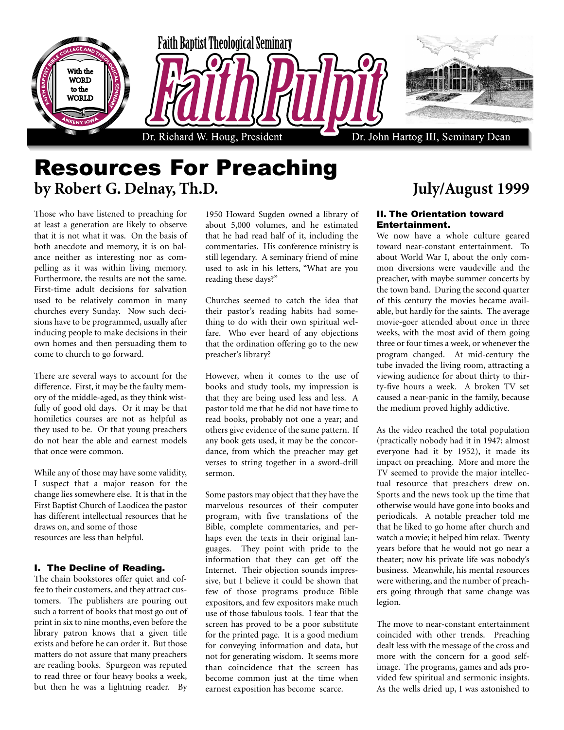Faith Baptist Theological Seminary

# Faith Pulpit

Dr. Richard W. Houg, President

Dr. John Hartog III, Seminary Dean

# Resources For Preaching

**by Robert G. Delnay, Th.D.**

**July/August 1999**

Those who have listened to preaching for at least a generation are likely to observe that it is not what it was. On the basis of both anecdote and memory, it is on balance neither as interesting nor as compelling as it was within living memory. Furthermore, the results are not the same. First-time adult decisions for salvation used to be relatively common in many churches every Sunday. Now such decisions have to be programmed, usually after inducing people to make decisions in their own homes and then persuading them to come to church to go forward.

There are several ways to account for the difference. First, it may be the faulty memory of the middle-aged, as they think wistfully of good old days. Or it may be that homiletics courses are not as helpful as they used to be. Or that young preachers do not hear the able and earnest models that once were common.

While any of those may have some validity, I suspect that a major reason for the change lies somewhere else. It is that in the First Baptist Church of Laodicea the pastor has different intellectual resources that he draws on, and some of those resources are less than helpful.

## I. The Decline of Reading.

The chain bookstores offer quiet and coffee to their customers, and they attract customers. The publishers are pouring out such a torrent of books that most go out of print in six to nine months, even before the library patron knows that a given title exists and before he can order it. But those matters do not assure that many preachers are reading books. Spurgeon was reputed to read three or four heavy books a week, but then he was a lightning reader. By 1950 Howard Sugden owned a library of about 5,000 volumes, and he estimated that he had read half of it, including the commentaries. His conference ministry is still legendary. A seminary friend of mine used to ask in his letters, "What are you reading these days?"

Churches seemed to catch the idea that their pastor's reading habits had something to do with their own spiritual welfare. Who ever heard of any objections that the ordination offering go to the new preacher's library?

However, when it comes to the use of books and study tools, my impression is that they are being used less and less. A pastor told me that he did not have time to read books, probably not one a year; and others give evidence of the same pattern. If any book gets used, it may be the concordance, from which the preacher may get verses to string together in a sword-drill sermon.

Some pastors may object that they have the marvelous resources of their computer program, with five translations of the Bible, complete commentaries, and perhaps even the texts in their original languages. They point with pride to the information that they can get off the Internet. Their objection sounds impressive, but I believe it could be shown that few of those programs produce Bible expositors, and few expositors make much use of those fabulous tools. I fear that the screen has proved to be a poor substitute for the printed page. It is a good medium for conveying information and data, but not for generating wisdom. It seems more than coincidence that the screen has become common just at the time when earnest exposition has become scarce.

## II. The Orientation toward Entertainment.

We now have a whole culture geared toward near-constant entertainment. To about World War I, about the only common diversions were vaudeville and the preacher, with maybe summer concerts by the town band. During the second quarter of this century the movies became available, but hardly for the saints. The average movie-goer attended about once in three weeks, with the most avid of them going three or four times a week, or whenever the program changed. At mid-century the tube invaded the living room, attracting a viewing audience for about thirty to thirty-five hours a week. A broken TV set caused a near-panic in the family, because the medium proved highly addictive.

As the video reached the total population (practically nobody had it in 1947; almost everyone had it by 1952), it made its impact on preaching. More and more the TV seemed to provide the major intellectual resource that preachers drew on. Sports and the news took up the time that otherwise would have gone into books and periodicals. A notable preacher told me that he liked to go home after church and watch a movie; it helped him relax. Twenty years before that he would not go near a theater; now his private life was nobody's business. Meanwhile, his mental resources were withering, and the number of preachers going through that same change was legion.

The move to near-constant entertainment coincided with other trends. Preaching dealt less with the message of the cross and more with the concern for a good self-image. The programs, games and ads provided few spiritual and sermonic insights. As the wells dried up, I was astonished to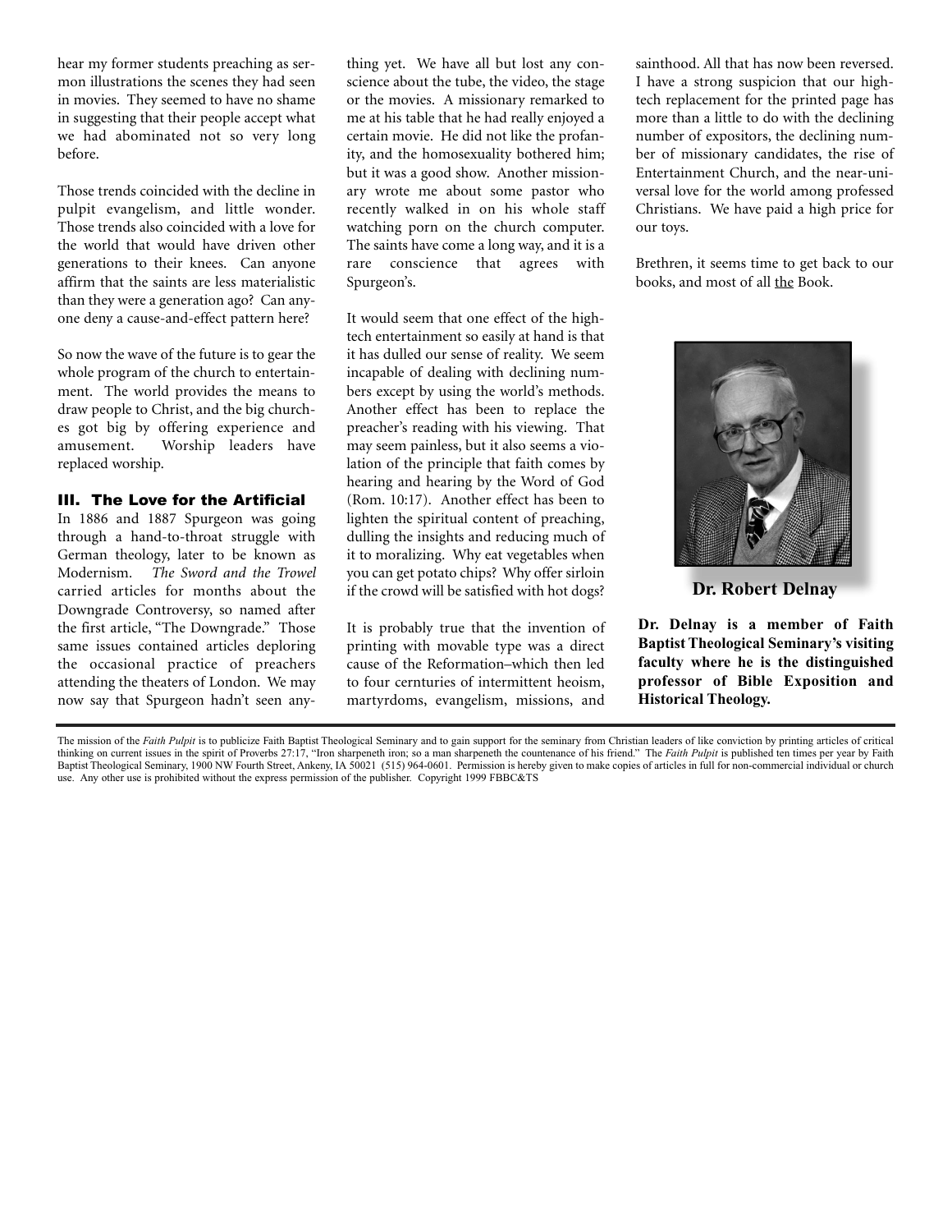hear my former students preaching as sermon illustrations the scenes they had seen in movies. They seemed to have no shame in suggesting that their people accept what we had abominated not so very long before.

Those trends coincided with the decline in pulpit evangelism, and little wonder. Those trends also coincided with a love for the world that would have driven other generations to their knees. Can anyone affirm that the saints are less materialistic than they were a generation ago? Can anyone deny a cause-and-effect pattern here?

So now the wave of the future is to gear the whole program of the church to entertainment. The world provides the means to draw people to Christ, and the big churches got big by offering experience and amusement. Worship leaders have replaced worship.

### III. The Love for the Artificial

In 1886 and 1887 Spurgeon was going through a hand-to-throat struggle with German theology, later to be known as Modernism. *The Sword and the Trowel* carried articles for months about the Downgrade Controversy, so named after the first article, "The Downgrade." Those same issues contained articles deploring the occasional practice of preachers attending the theaters of London. We may now say that Spurgeon hadn't seen anything yet. We have all but lost any conscience about the tube, the video, the stage or the movies. A missionary remarked to me at his table that he had really enjoyed a certain movie. He did not like the profanity, and the homosexuality bothered him; but it was a good show. Another missionary wrote me about some pastor who recently walked in on his whole staff watching porn on the church computer. The saints have come a long way, and it is a rare conscience that agrees with Spurgeon's.

It would seem that one effect of the high-tech entertainment so easily at hand is that it has dulled our sense of reality. We seem incapable of dealing with declining numbers except by using the world's methods. Another effect has been to replace the preacher's reading with his viewing. That may seem painless, but it also seems a violation of the principle that faith comes by hearing and hearing by the Word of God (Rom. 10:17). Another effect has been to lighten the spiritual content of preaching, dulling the insights and reducing much of it to moralizing. Why eat vegetables when you can get potato chips? Why offer sirloin if the crowd will be satisfied with hot dogs?

It is probably true that the invention of printing with movable type was a direct cause of the Reformation–which then led to four cernturies of intermittent heoism, martyrdoms, evangelism, missions, and sainthood. All that has now been reversed. I have a strong suspicion that our high-tech replacement for the printed page has more than a little to do with the declining number of expositors, the declining number of missionary candidates, the rise of Entertainment Church, and the near-universal love for the world among professed Christians. We have paid a high price for our toys.

Brethren, it seems time to get back to our books, and most of all <u>the</u> Book.

**Dr. Robert Delnay**

**Dr. Delnay is a member of Faith Baptist Theological Seminary's visiting faculty where he is the distinguished professor of Bible Exposition and Historical Theology.**

---

The mission of the *Faith Pulpit* is to publicize Faith Baptist Theological Seminary and to gain support for the seminary from Christian leaders of like conviction by printing articles of critical thinking on current issues in the spirit of Proverbs 27:17, "Iron sharpeneth iron; so a man sharpeneth the countenance of his friend." The *Faith Pulpit* is published ten times per year by Faith Baptist Theological Seminary, 1900 NW Fourth Street, Ankeny, IA 50021 (515) 964-0601. Permission is hereby given to make copies of articles in full for non-commercial individual or church use. Any other use is prohibited without the express permission of the publisher. Copyright 1999 FBBC&TS